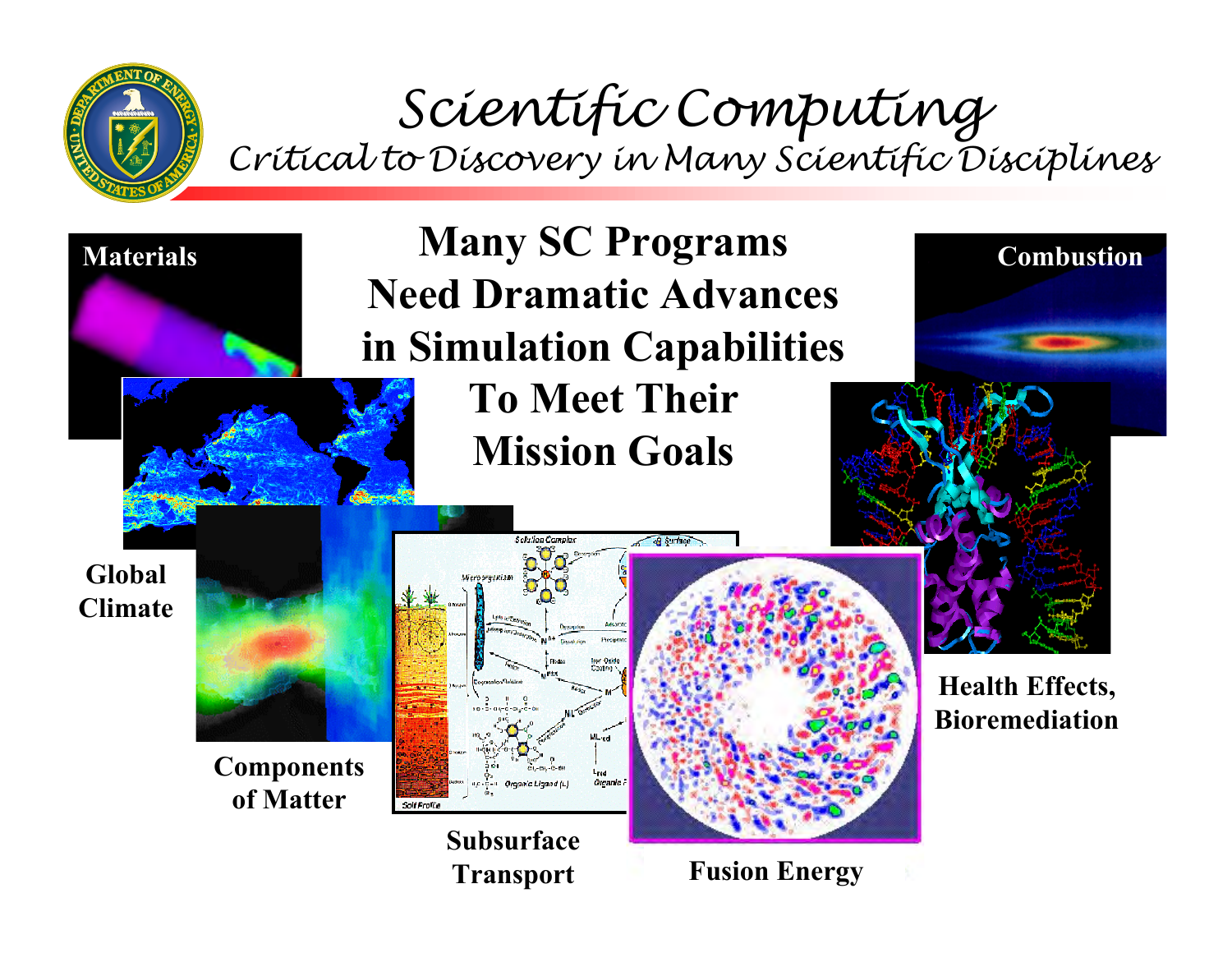# Scientific Computing

## Critical to Discovery in Many Scientific Disciplines

**Many SC Programs Need Dramatic Advances in Simulation Capabilities To Meet Their Mission Goals**

**Materials**

**Combustion**

**Global Climate**

**Health Effects, Bioremediation**

**Components of Matter**

**Subsurface Transport**

**Fusion Energy**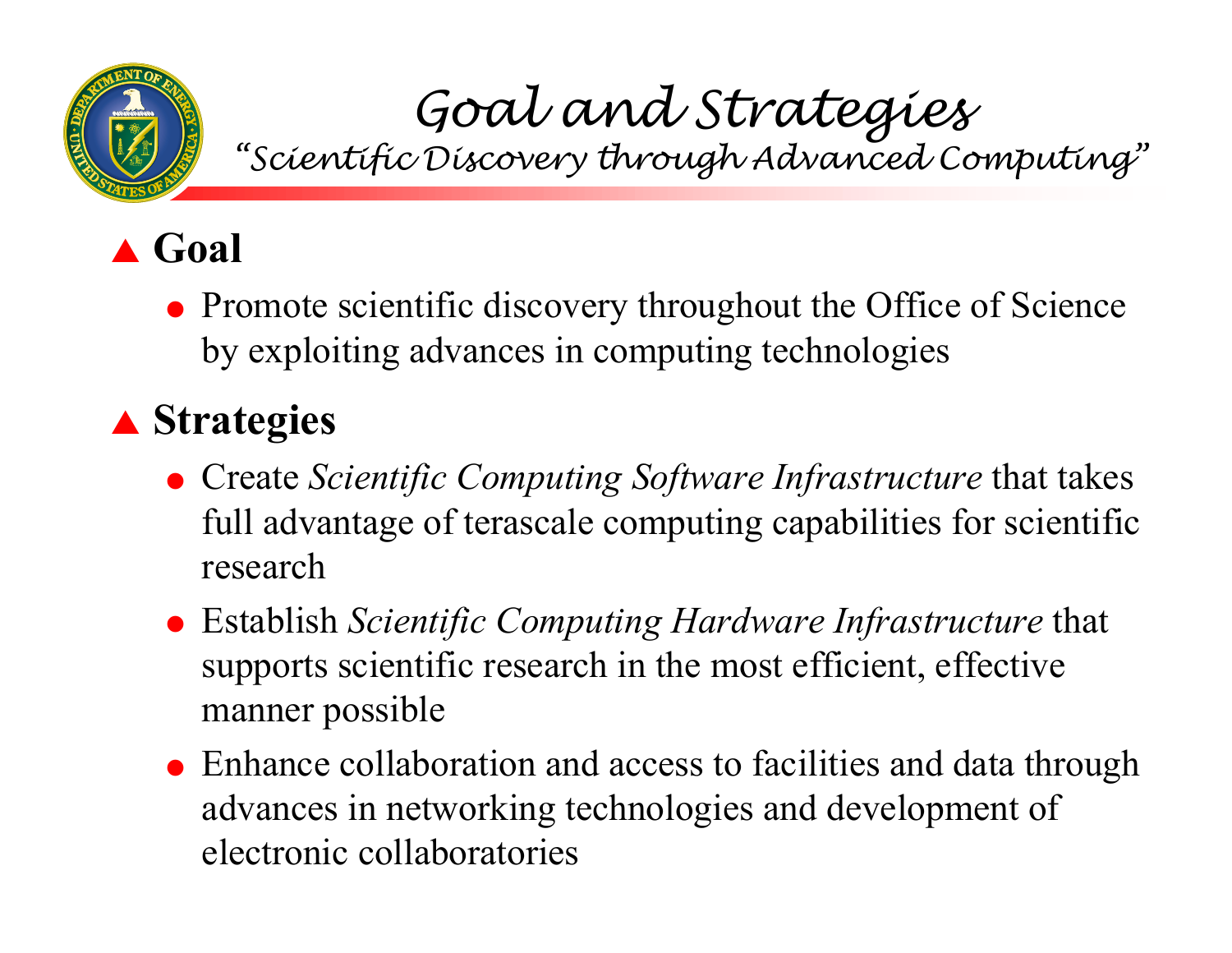# Goal and Strategies

*"Scientific Discovery through Advanced Computing"*

## Goal

- Promote scientific discovery throughout the Office of Science by exploiting advances in computing technologies

## Strategies

- Create *Scientific Computing Software Infrastructure* that takes full advantage of terascale computing capabilities for scientific research
- Establish *Scientific Computing Hardware Infrastructure* that supports scientific research in the most efficient, effective manner possible
- Enhance collaboration and access to facilities and data through advances in networking technologies and development of electronic collaboratories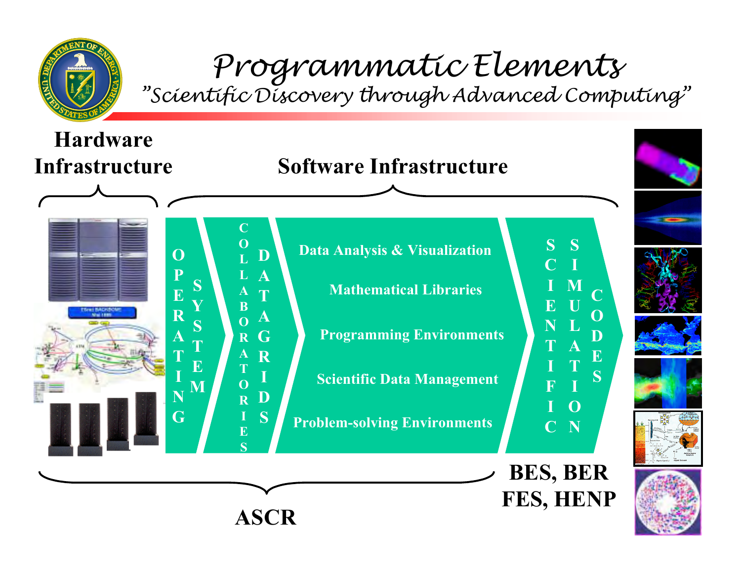# Programmatic Elements

*"Scientific Discovery through Advanced Computing"*

**Hardware Infrastructure**

**Software Infrastructure**

- **OPERATING SYSTEM**
- **COLLABORATORIES**
- **DATA GRIDS**
- **Data Analysis & Visualization**
- **Mathematical Libraries**
- **Programming Environments**
- **Scientific Data Management**
- **Problem-solving Environments**
- **SCIENTIFIC SIMULATION CODES**

**BES, BER FES, HENP**

**ASCR**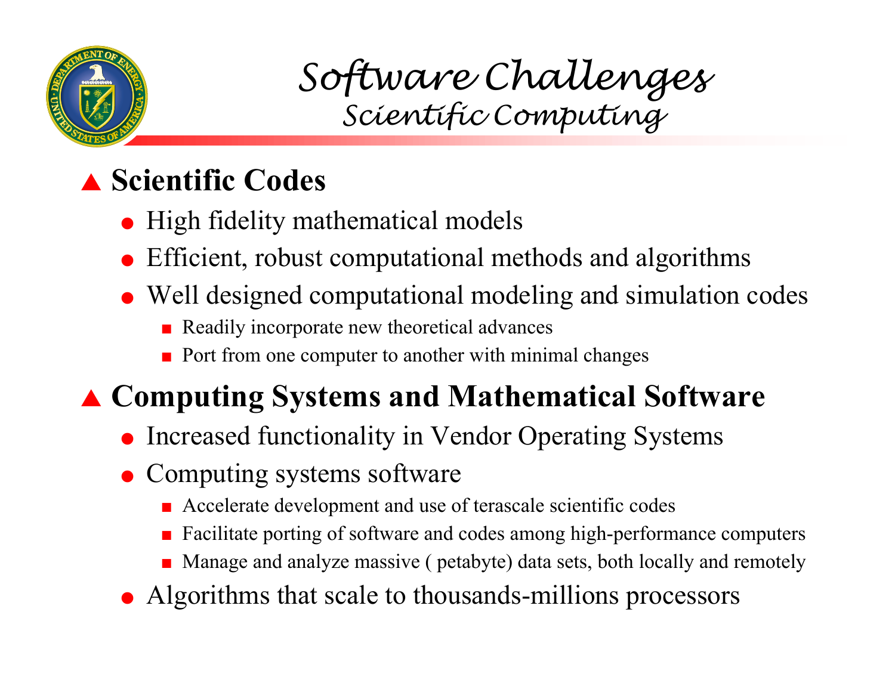# Software Challenges

## Scientific Computing

- **Scientific Codes**
  - High fidelity mathematical models
  - Efficient, robust computational methods and algorithms
  - Well designed computational modeling and simulation codes
    - Readily incorporate new theoretical advances
    - Port from one computer to another with minimal changes
- **Computing Systems and Mathematical Software**
  - Increased functionality in Vendor Operating Systems
  - Computing systems software
    - Accelerate development and use of terascale scientific codes
    - Facilitate porting of software and codes among high-performance computers
    - Manage and analyze massive ( petabyte) data sets, both locally and remotely
  - Algorithms that scale to thousands-millions processors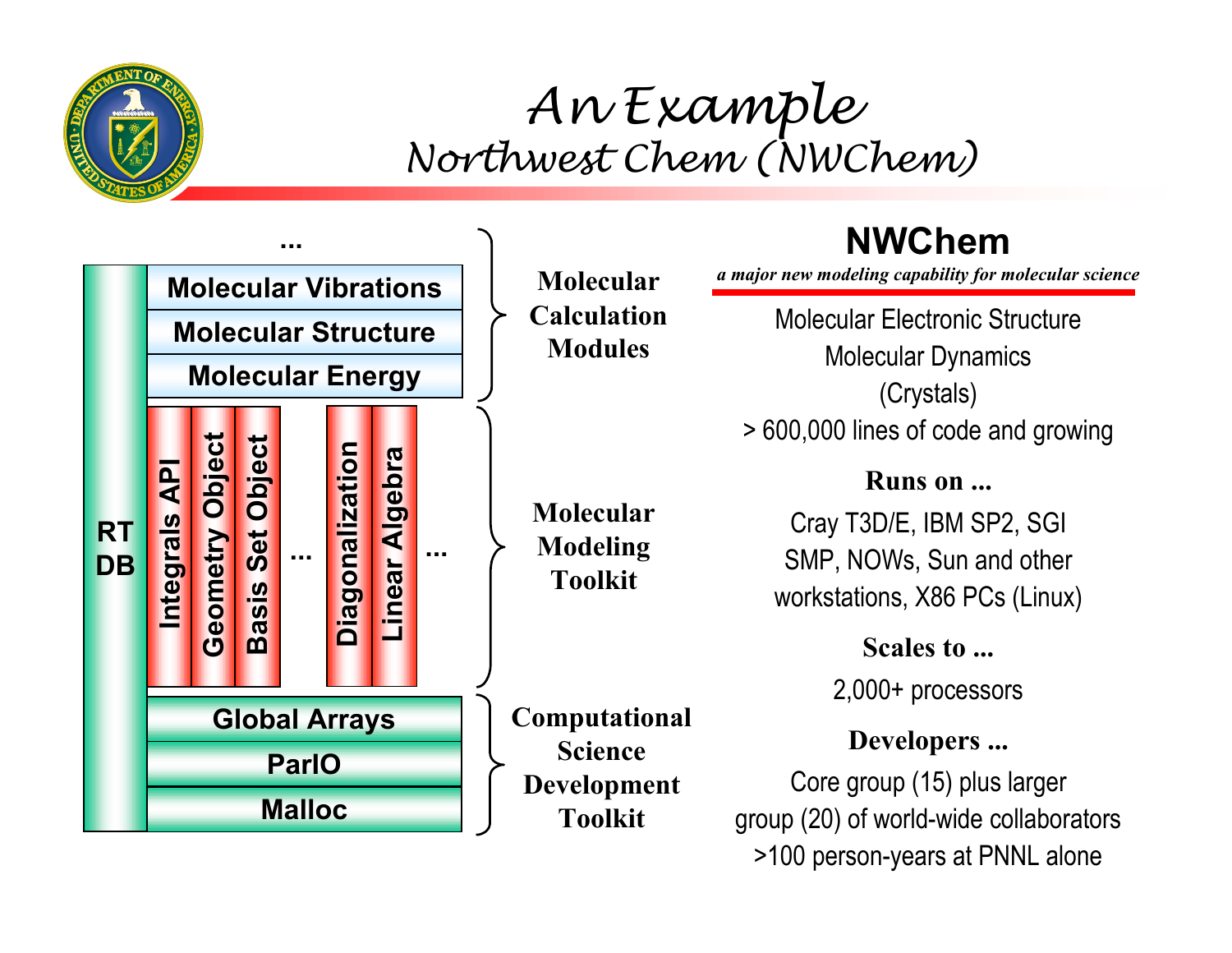# An Example
## Northwest Chem (NWChem)

...

| | Molecular Vibrations | | | | | | | |
|---|---|---|---|---|---|---|---|---|
| RT DB | Molecular Structure | | | | | | | |
| | Molecular Energy | | | | | | | |
| | Integrals API | Geometry Object | Basis Set Object | ... | Diagonalization | Linear Algebra | ... | |
| | Global Arrays | | | | | | | |
| | ParIO | | | | | | | |
| | Malloc | | | | | | | |

**Molecular Calculation Modules**: Molecular Vibrations, Molecular Structure, Molecular Energy

**Molecular Modeling Toolkit**: Integrals API, Geometry Object, Basis Set Object, ..., Diagonalization, Linear Algebra, ...

**Computational Science Development Toolkit**: Global Arrays, ParIO, Malloc

## NWChem

*a major new modeling capability for molecular science*

Molecular Electronic Structure
Molecular Dynamics
(Crystals)
> 600,000 lines of code and growing

**Runs on ...**

Cray T3D/E, IBM SP2, SGI SMP, NOWs, Sun and other workstations, X86 PCs (Linux)

**Scales to ...**

2,000+ processors

**Developers ...**

Core group (15) plus larger group (20) of world-wide collaborators
>100 person-years at PNNL alone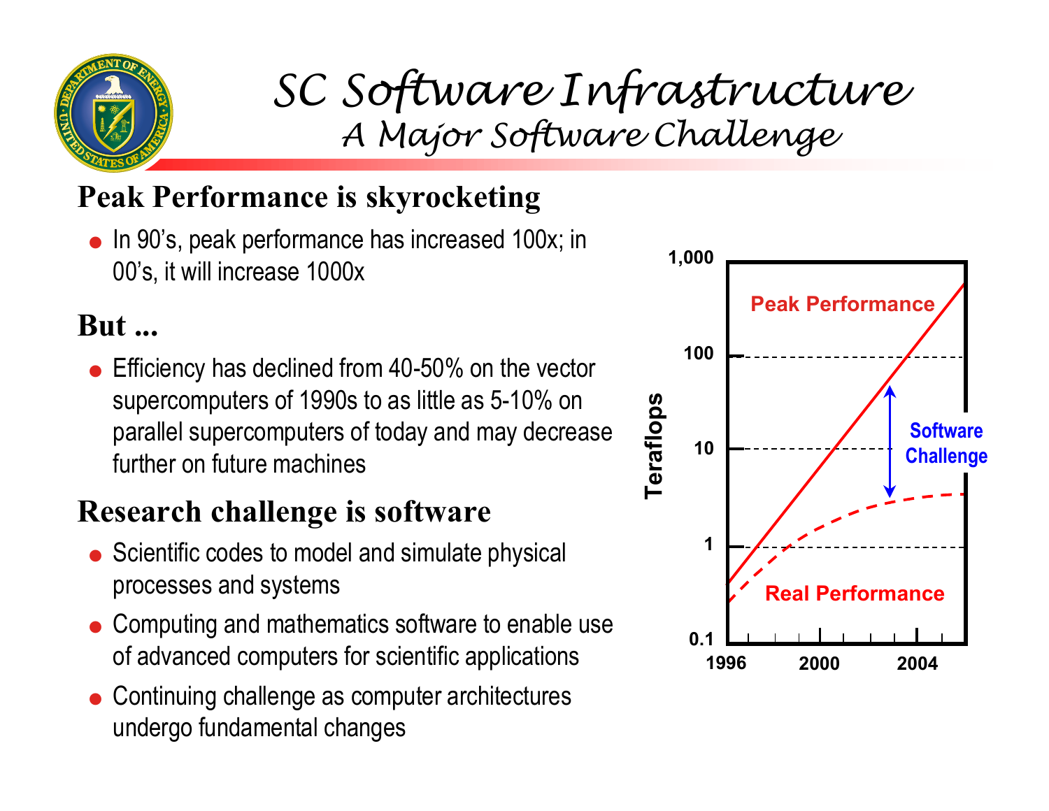# SC Software Infrastructure

## A Major Software Challenge

### Peak Performance is skyrocketing

- In 90's, peak performance has increased 100x; in 00's, it will increase 1000x

### But ...

- Efficiency has declined from 40-50% on the vector supercomputers of 1990s to as little as 5-10% on parallel supercomputers of today and may decrease further on future machines

### Research challenge is software

- Scientific codes to model and simulate physical processes and systems
- Computing and mathematics software to enable use of advanced computers for scientific applications
- Continuing challenge as computer architectures undergo fundamental changes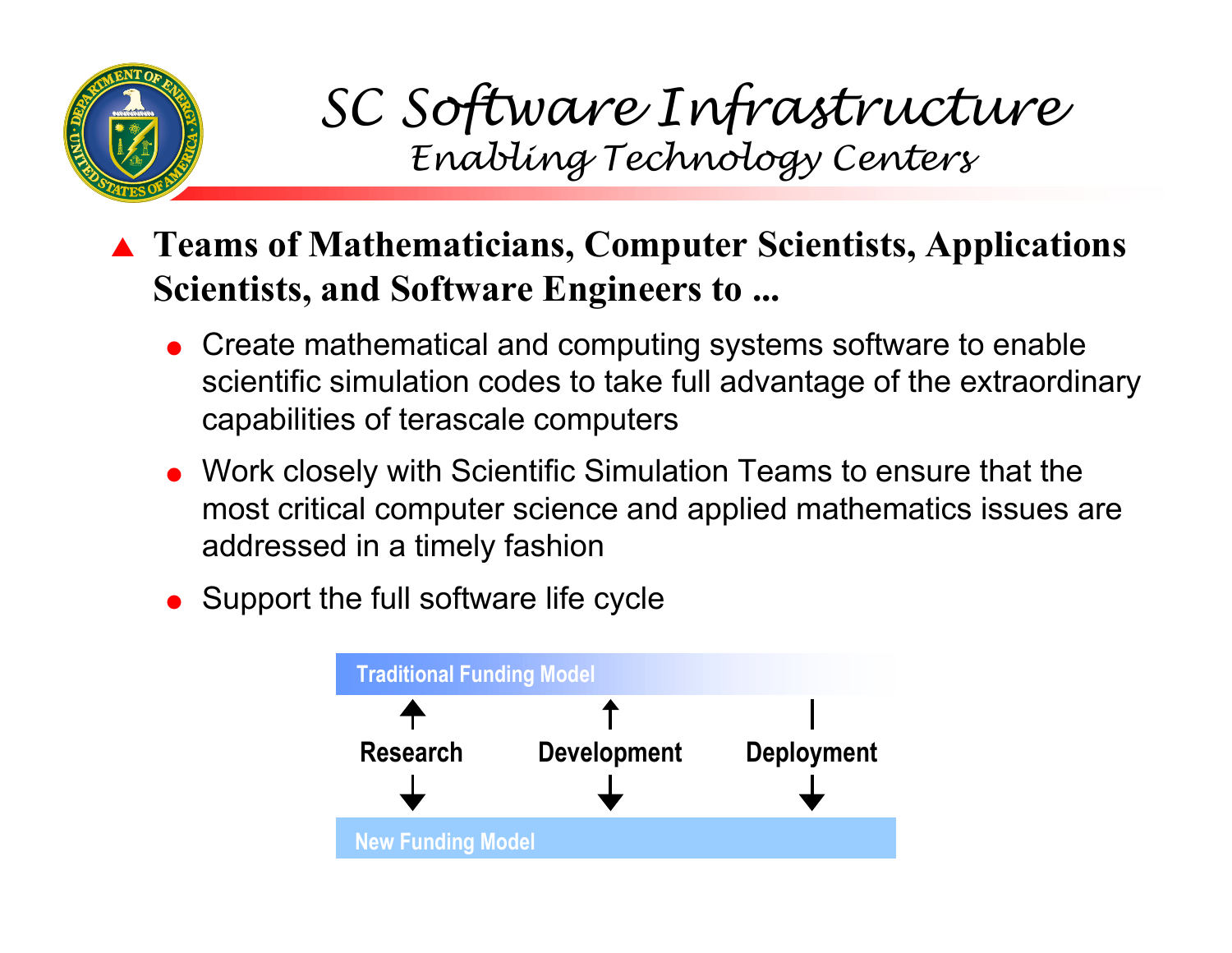# SC Software Infrastructure

## Enabling Technology Centers

- **Teams of Mathematicians, Computer Scientists, Applications Scientists, and Software Engineers to ...**
  - Create mathematical and computing systems software to enable scientific simulation codes to take full advantage of the extraordinary capabilities of terascale computers
  - Work closely with Scientific Simulation Teams to ensure that the most critical computer science and applied mathematics issues are addressed in a timely fashion
  - Support the full software life cycle

**Traditional Funding Model**

**Research** | **Development** | **Deployment**

**New Funding Model**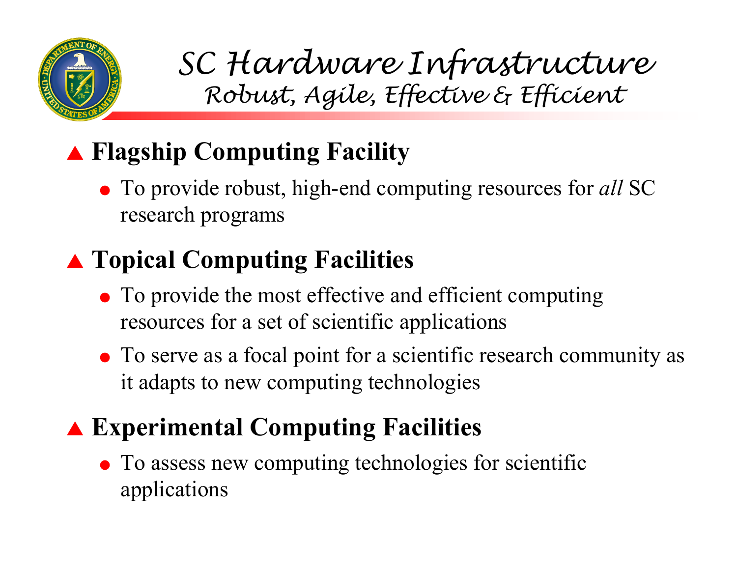# SC Hardware Infrastructure

## *Robust, Agile, Effective & Efficient*

- **Flagship Computing Facility**
  - To provide robust, high-end computing resources for *all* SC research programs
- **Topical Computing Facilities**
  - To provide the most effective and efficient computing resources for a set of scientific applications
  - To serve as a focal point for a scientific research community as it adapts to new computing technologies
- **Experimental Computing Facilities**
  - To assess new computing technologies for scientific applications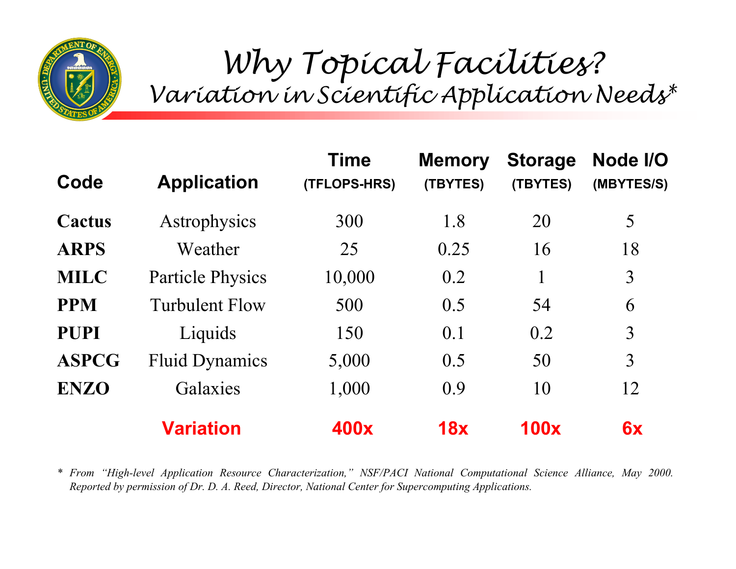# Why Topical Facilities?
## Variation in Scientific Application Needs*

| Code | Application | Time (TFLOPS-HRS) | Memory (TBYTES) | Storage (TBYTES) | Node I/O (MBYTES/S) |
|---|---|---|---|---|---|
| **Cactus** | Astrophysics | 300 | 1.8 | 20 | 5 |
| **ARPS** | Weather | 25 | 0.25 | 16 | 18 |
| **MILC** | Particle Physics | 10,000 | 0.2 | 1 | 3 |
| **PPM** | Turbulent Flow | 500 | 0.5 | 54 | 6 |
| **PUPI** | Liquids | 150 | 0.1 | 0.2 | 3 |
| **ASPCG** | Fluid Dynamics | 5,000 | 0.5 | 50 | 3 |
| **ENZO** | Galaxies | 1,000 | 0.9 | 10 | 12 |
| | **Variation** | **400x** | **18x** | **100x** | **6x** |

\* *From "High-level Application Resource Characterization," NSF/PACI National Computational Science Alliance, May 2000. Reported by permission of Dr. D. A. Reed, Director, National Center for Supercomputing Applications.*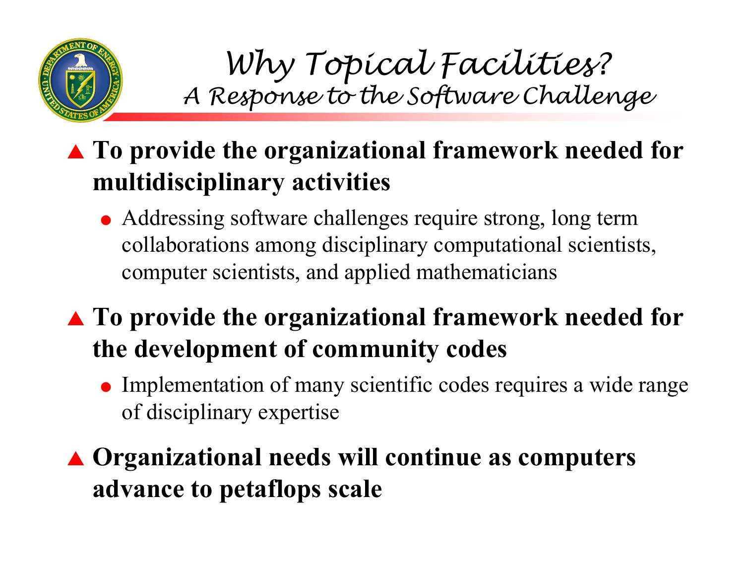# Why Topical Facilities?

## A Response to the Software Challenge

- **To provide the organizational framework needed for multidisciplinary activities**
  - Addressing software challenges require strong, long term collaborations among disciplinary computational scientists, computer scientists, and applied mathematicians
- **To provide the organizational framework needed for the development of community codes**
  - Implementation of many scientific codes requires a wide range of disciplinary expertise
- **Organizational needs will continue as computers advance to petaflops scale**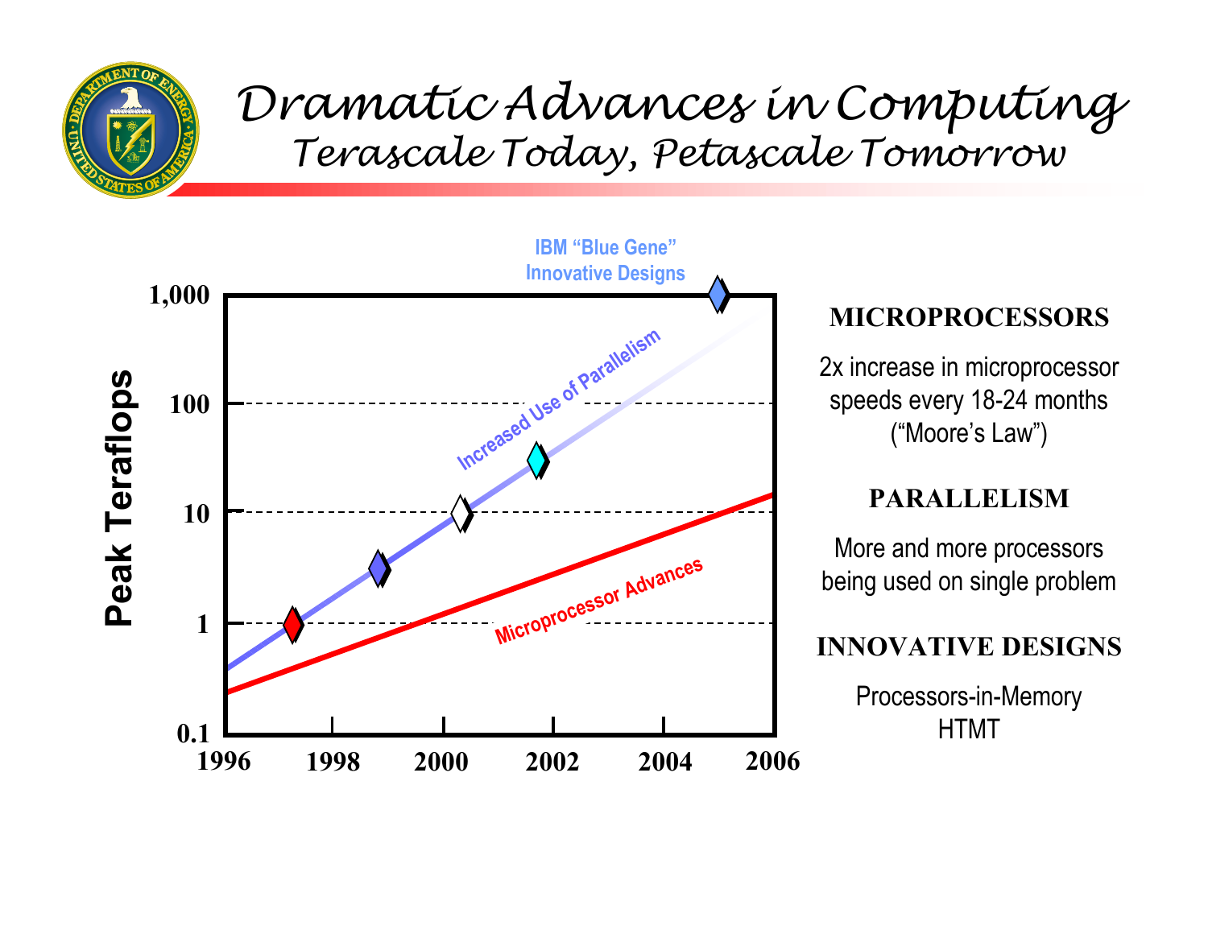# Dramatic Advances in Computing

## Terascale Today, Petascale Tomorrow

IBM "Blue Gene"
Innovative Designs

Peak Teraflops

1,000
100
10
1
0.1

1996 1998 2000 2002 2004 2006

Increased Use of Parallelism

Microprocessor Advances

**MICROPROCESSORS**

2x increase in microprocessor speeds every 18-24 months ("Moore's Law")

**PARALLELISM**

More and more processors being used on single problem

**INNOVATIVE DESIGNS**

Processors-in-Memory
HTMT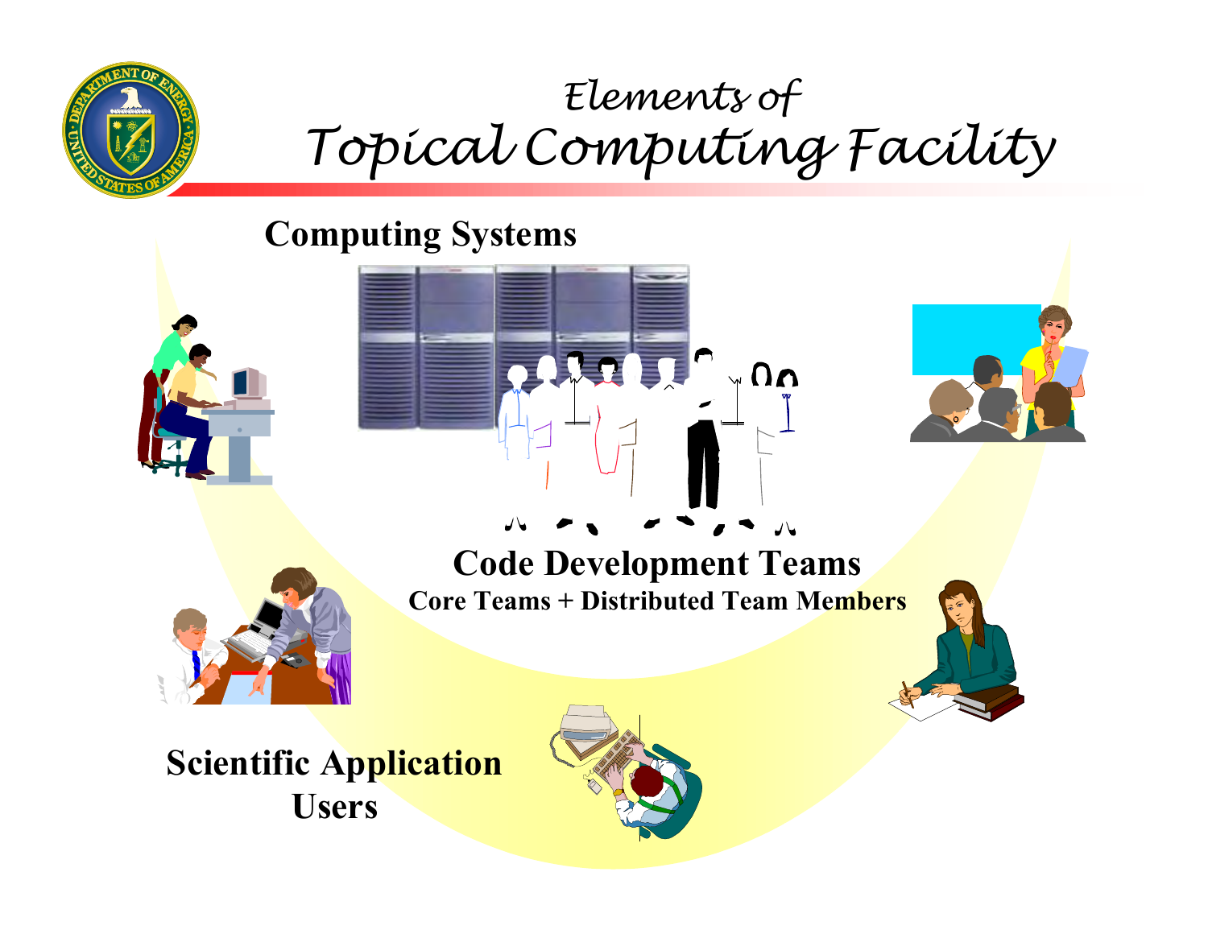# Elements of Topical Computing Facility

**Computing Systems**

**Code Development Teams**

**Core Teams + Distributed Team Members**

**Scientific Application Users**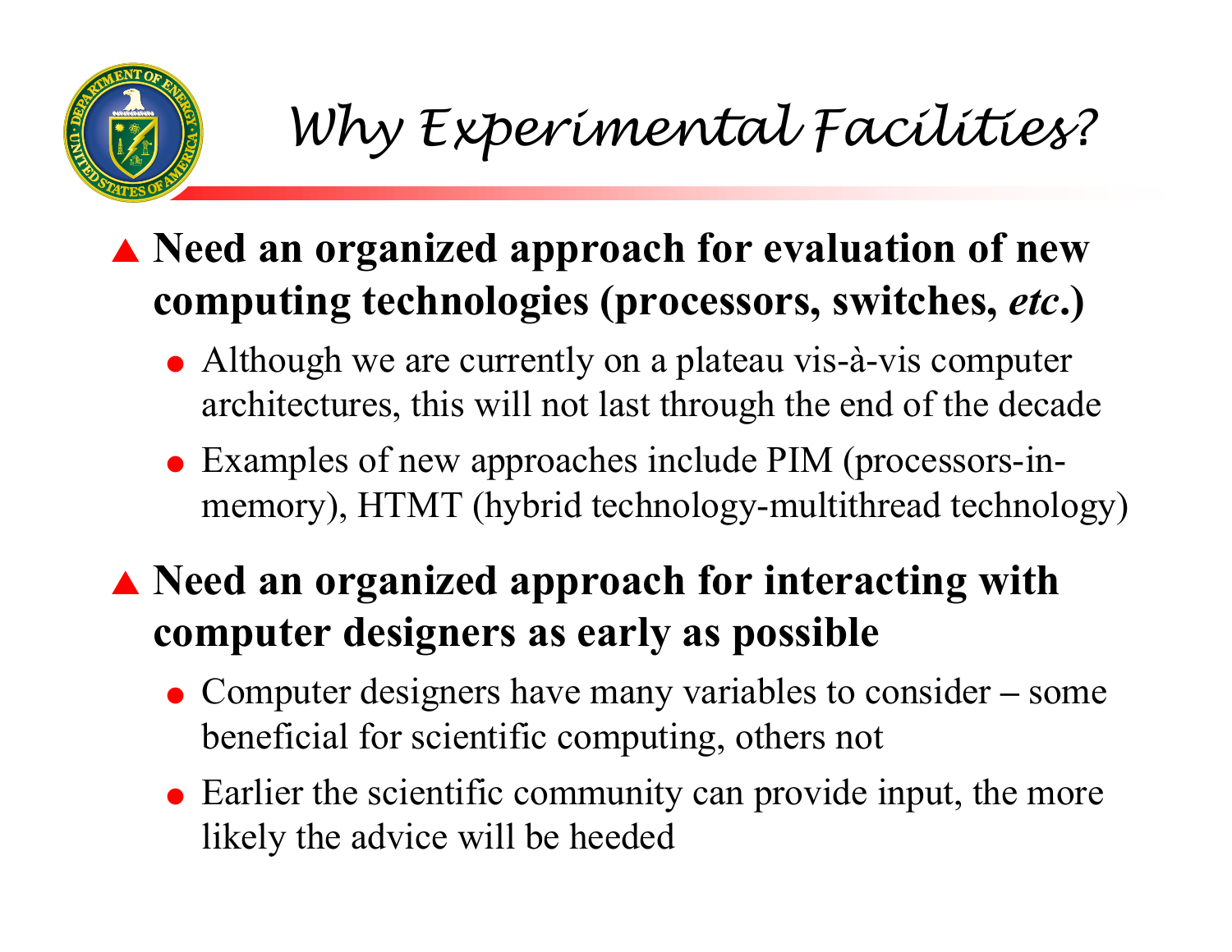# Why Experimental Facilities?

- **Need an organized approach for evaluation of new computing technologies (processors, switches, *etc*.)**
  - Although we are currently on a plateau vis-à-vis computer architectures, this will not last through the end of the decade
  - Examples of new approaches include PIM (processors-in-memory), HTMT (hybrid technology-multithread technology)
- **Need an organized approach for interacting with computer designers as early as possible**
  - Computer designers have many variables to consider – some beneficial for scientific computing, others not
  - Earlier the scientific community can provide input, the more likely the advice will be heeded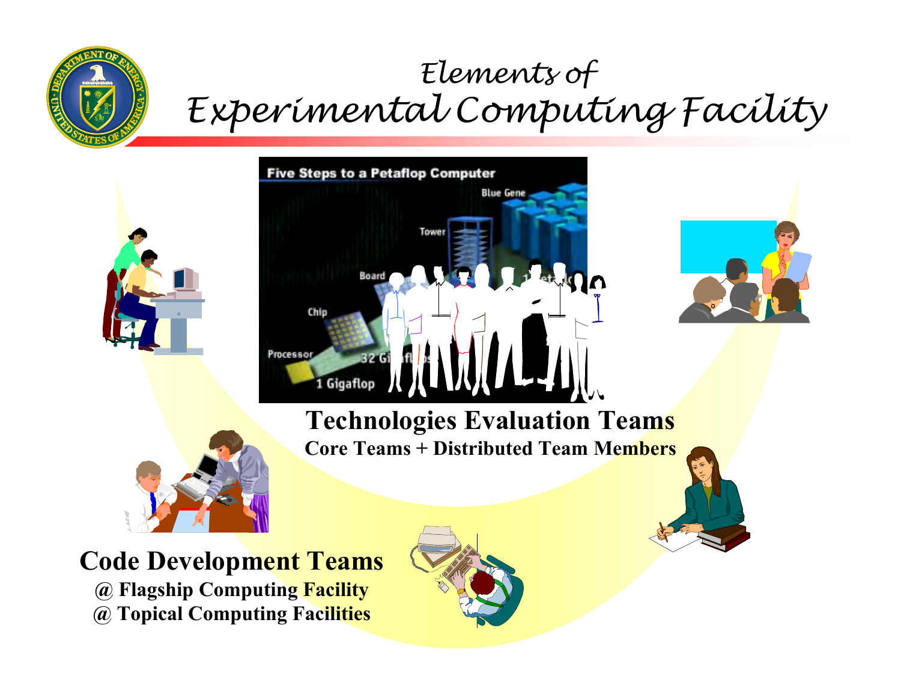# Elements of Experimental Computing Facility

**Technologies Evaluation Teams**

**Core Teams + Distributed Team Members**

**Code Development Teams**

**@ Flagship Computing Facility**

**@ Topical Computing Facilities**